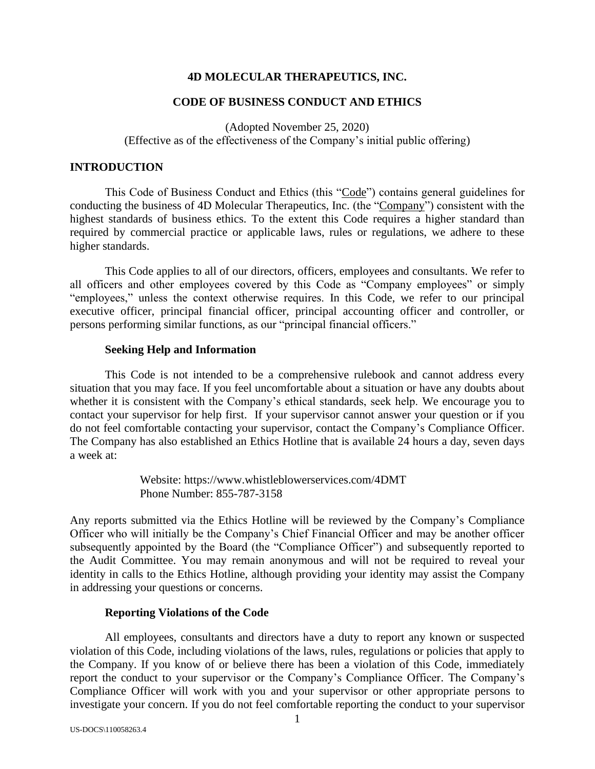# 4D MOLECULAR THERAPEUTICS, INC.

## CODE OF BUSINESS CONDUCT AND ETHICS

(Adopted November 25, 2020)
(Effective as of the effectiveness of the Company's initial public offering)

## INTRODUCTION

This Code of Business Conduct and Ethics (this "Code") contains general guidelines for conducting the business of 4D Molecular Therapeutics, Inc. (the "Company") consistent with the highest standards of business ethics. To the extent this Code requires a higher standard than required by commercial practice or applicable laws, rules or regulations, we adhere to these higher standards.

This Code applies to all of our directors, officers, employees and consultants. We refer to all officers and other employees covered by this Code as "Company employees" or simply "employees," unless the context otherwise requires. In this Code, we refer to our principal executive officer, principal financial officer, principal accounting officer and controller, or persons performing similar functions, as our "principal financial officers."

### Seeking Help and Information

This Code is not intended to be a comprehensive rulebook and cannot address every situation that you may face. If you feel uncomfortable about a situation or have any doubts about whether it is consistent with the Company's ethical standards, seek help. We encourage you to contact your supervisor for help first. If your supervisor cannot answer your question or if you do not feel comfortable contacting your supervisor, contact the Company's Compliance Officer. The Company has also established an Ethics Hotline that is available 24 hours a day, seven days a week at:

Website: https://www.whistleblowerservices.com/4DMT
Phone Number: 855-787-3158

Any reports submitted via the Ethics Hotline will be reviewed by the Company's Compliance Officer who will initially be the Company's Chief Financial Officer and may be another officer subsequently appointed by the Board (the "Compliance Officer") and subsequently reported to the Audit Committee. You may remain anonymous and will not be required to reveal your identity in calls to the Ethics Hotline, although providing your identity may assist the Company in addressing your questions or concerns.

### Reporting Violations of the Code

All employees, consultants and directors have a duty to report any known or suspected violation of this Code, including violations of the laws, rules, regulations or policies that apply to the Company. If you know of or believe there has been a violation of this Code, immediately report the conduct to your supervisor or the Company's Compliance Officer. The Company's Compliance Officer will work with you and your supervisor or other appropriate persons to investigate your concern. If you do not feel comfortable reporting the conduct to your supervisor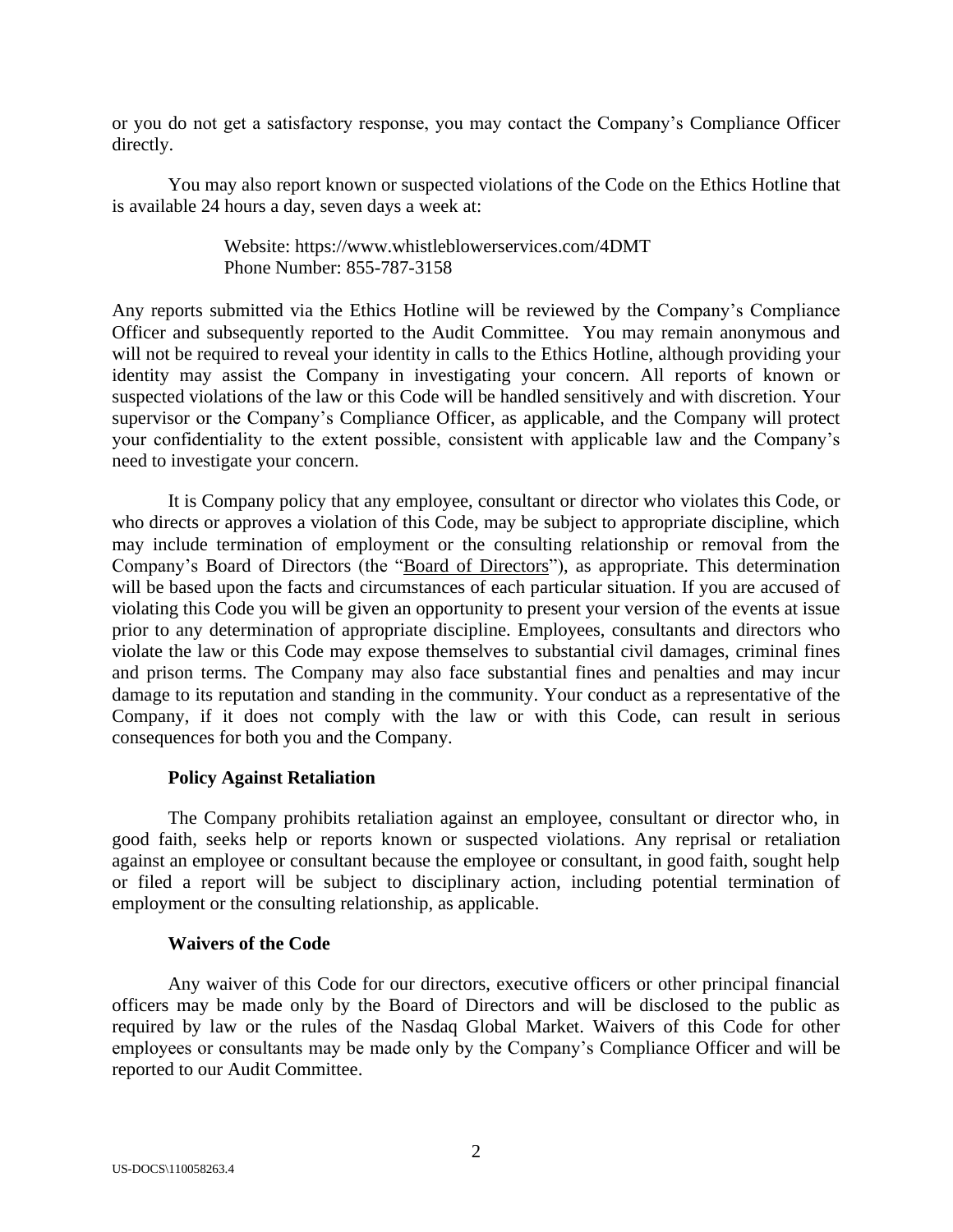or you do not get a satisfactory response, you may contact the Company's Compliance Officer directly.

You may also report known or suspected violations of the Code on the Ethics Hotline that is available 24 hours a day, seven days a week at:

> Website: https://www.whistleblowerservices.com/4DMT
> Phone Number: 855-787-3158

Any reports submitted via the Ethics Hotline will be reviewed by the Company's Compliance Officer and subsequently reported to the Audit Committee. You may remain anonymous and will not be required to reveal your identity in calls to the Ethics Hotline, although providing your identity may assist the Company in investigating your concern. All reports of known or suspected violations of the law or this Code will be handled sensitively and with discretion. Your supervisor or the Company's Compliance Officer, as applicable, and the Company will protect your confidentiality to the extent possible, consistent with applicable law and the Company's need to investigate your concern.

It is Company policy that any employee, consultant or director who violates this Code, or who directs or approves a violation of this Code, may be subject to appropriate discipline, which may include termination of employment or the consulting relationship or removal from the Company's Board of Directors (the "Board of Directors"), as appropriate. This determination will be based upon the facts and circumstances of each particular situation. If you are accused of violating this Code you will be given an opportunity to present your version of the events at issue prior to any determination of appropriate discipline. Employees, consultants and directors who violate the law or this Code may expose themselves to substantial civil damages, criminal fines and prison terms. The Company may also face substantial fines and penalties and may incur damage to its reputation and standing in the community. Your conduct as a representative of the Company, if it does not comply with the law or with this Code, can result in serious consequences for both you and the Company.

**Policy Against Retaliation**

The Company prohibits retaliation against an employee, consultant or director who, in good faith, seeks help or reports known or suspected violations. Any reprisal or retaliation against an employee or consultant because the employee or consultant, in good faith, sought help or filed a report will be subject to disciplinary action, including potential termination of employment or the consulting relationship, as applicable.

**Waivers of the Code**

Any waiver of this Code for our directors, executive officers or other principal financial officers may be made only by the Board of Directors and will be disclosed to the public as required by law or the rules of the Nasdaq Global Market. Waivers of this Code for other employees or consultants may be made only by the Company's Compliance Officer and will be reported to our Audit Committee.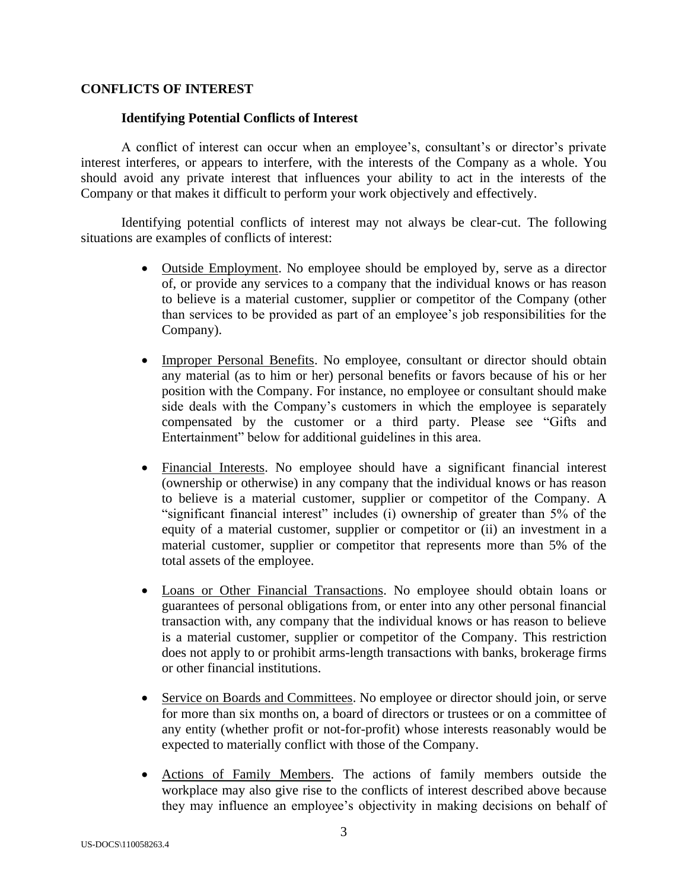## CONFLICTS OF INTEREST

### Identifying Potential Conflicts of Interest

A conflict of interest can occur when an employee's, consultant's or director's private interest interferes, or appears to interfere, with the interests of the Company as a whole. You should avoid any private interest that influences your ability to act in the interests of the Company or that makes it difficult to perform your work objectively and effectively.

Identifying potential conflicts of interest may not always be clear-cut. The following situations are examples of conflicts of interest:

- Outside Employment. No employee should be employed by, serve as a director of, or provide any services to a company that the individual knows or has reason to believe is a material customer, supplier or competitor of the Company (other than services to be provided as part of an employee's job responsibilities for the Company).

- Improper Personal Benefits. No employee, consultant or director should obtain any material (as to him or her) personal benefits or favors because of his or her position with the Company. For instance, no employee or consultant should make side deals with the Company's customers in which the employee is separately compensated by the customer or a third party. Please see "Gifts and Entertainment" below for additional guidelines in this area.

- Financial Interests. No employee should have a significant financial interest (ownership or otherwise) in any company that the individual knows or has reason to believe is a material customer, supplier or competitor of the Company. A "significant financial interest" includes (i) ownership of greater than 5% of the equity of a material customer, supplier or competitor or (ii) an investment in a material customer, supplier or competitor that represents more than 5% of the total assets of the employee.

- Loans or Other Financial Transactions. No employee should obtain loans or guarantees of personal obligations from, or enter into any other personal financial transaction with, any company that the individual knows or has reason to believe is a material customer, supplier or competitor of the Company. This restriction does not apply to or prohibit arms-length transactions with banks, brokerage firms or other financial institutions.

- Service on Boards and Committees. No employee or director should join, or serve for more than six months on, a board of directors or trustees or on a committee of any entity (whether profit or not-for-profit) whose interests reasonably would be expected to materially conflict with those of the Company.

- Actions of Family Members. The actions of family members outside the workplace may also give rise to the conflicts of interest described above because they may influence an employee's objectivity in making decisions on behalf of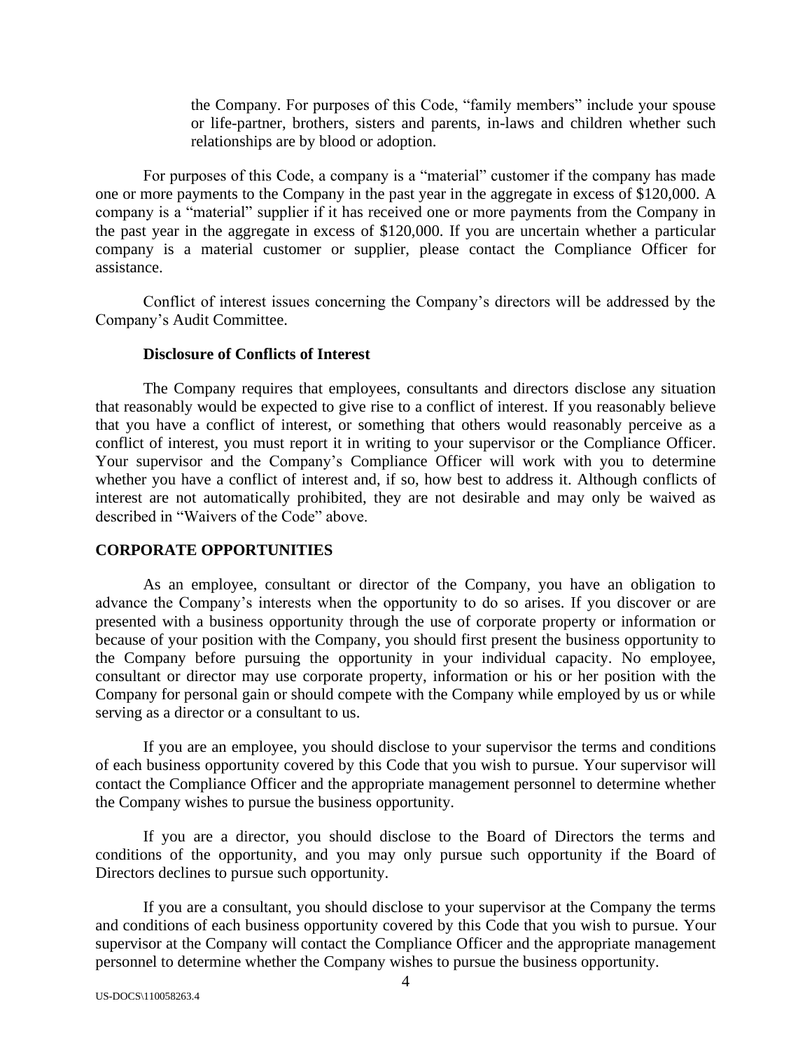the Company. For purposes of this Code, "family members" include your spouse or life-partner, brothers, sisters and parents, in-laws and children whether such relationships are by blood or adoption.

For purposes of this Code, a company is a "material" customer if the company has made one or more payments to the Company in the past year in the aggregate in excess of $120,000. A company is a "material" supplier if it has received one or more payments from the Company in the past year in the aggregate in excess of $120,000. If you are uncertain whether a particular company is a material customer or supplier, please contact the Compliance Officer for assistance.

Conflict of interest issues concerning the Company's directors will be addressed by the Company's Audit Committee.

**Disclosure of Conflicts of Interest**

The Company requires that employees, consultants and directors disclose any situation that reasonably would be expected to give rise to a conflict of interest. If you reasonably believe that you have a conflict of interest, or something that others would reasonably perceive as a conflict of interest, you must report it in writing to your supervisor or the Compliance Officer. Your supervisor and the Company's Compliance Officer will work with you to determine whether you have a conflict of interest and, if so, how best to address it. Although conflicts of interest are not automatically prohibited, they are not desirable and may only be waived as described in "Waivers of the Code" above.

## CORPORATE OPPORTUNITIES

As an employee, consultant or director of the Company, you have an obligation to advance the Company's interests when the opportunity to do so arises. If you discover or are presented with a business opportunity through the use of corporate property or information or because of your position with the Company, you should first present the business opportunity to the Company before pursuing the opportunity in your individual capacity. No employee, consultant or director may use corporate property, information or his or her position with the Company for personal gain or should compete with the Company while employed by us or while serving as a director or a consultant to us.

If you are an employee, you should disclose to your supervisor the terms and conditions of each business opportunity covered by this Code that you wish to pursue. Your supervisor will contact the Compliance Officer and the appropriate management personnel to determine whether the Company wishes to pursue the business opportunity.

If you are a director, you should disclose to the Board of Directors the terms and conditions of the opportunity, and you may only pursue such opportunity if the Board of Directors declines to pursue such opportunity.

If you are a consultant, you should disclose to your supervisor at the Company the terms and conditions of each business opportunity covered by this Code that you wish to pursue. Your supervisor at the Company will contact the Compliance Officer and the appropriate management personnel to determine whether the Company wishes to pursue the business opportunity.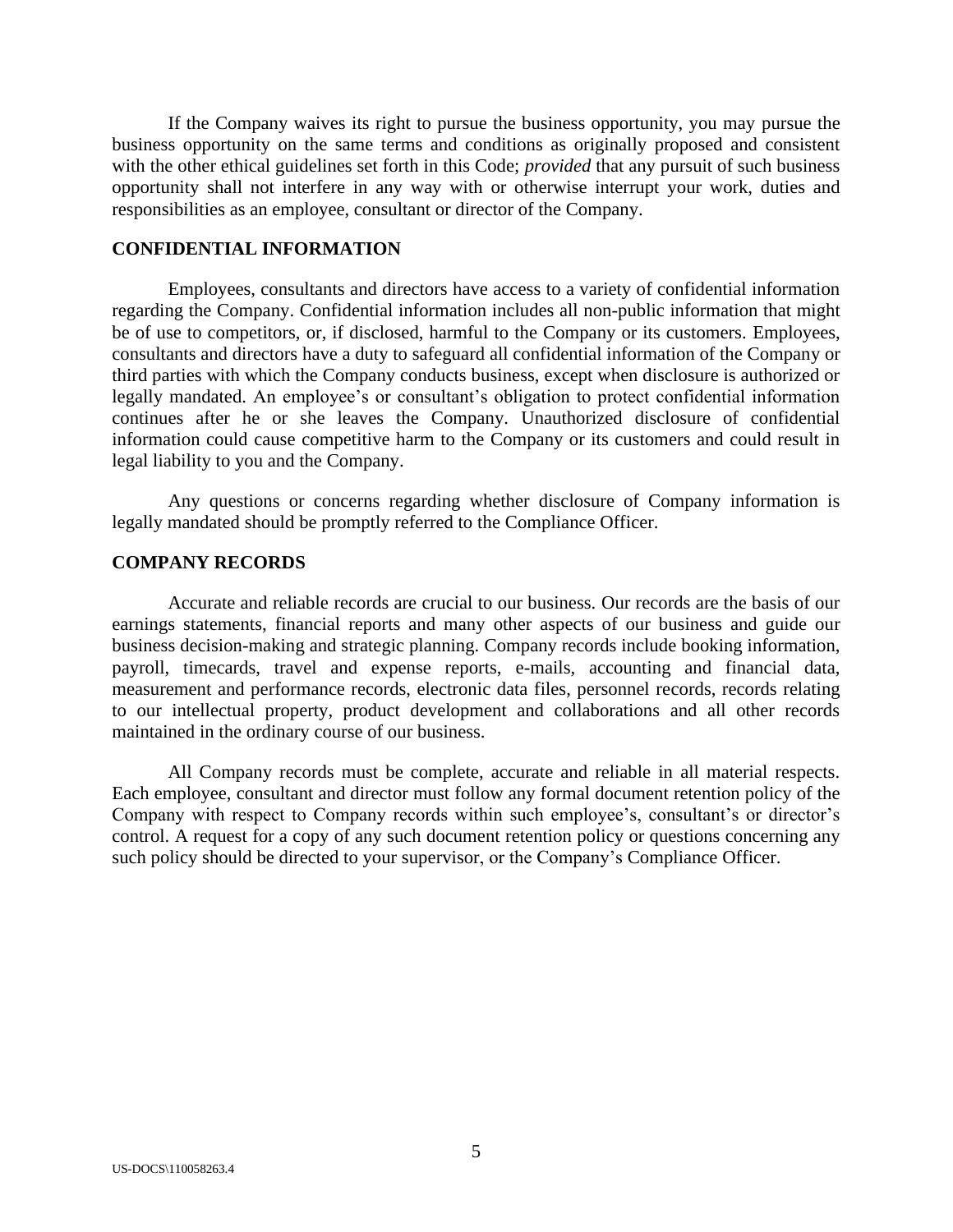If the Company waives its right to pursue the business opportunity, you may pursue the business opportunity on the same terms and conditions as originally proposed and consistent with the other ethical guidelines set forth in this Code; *provided* that any pursuit of such business opportunity shall not interfere in any way with or otherwise interrupt your work, duties and responsibilities as an employee, consultant or director of the Company.

**CONFIDENTIAL INFORMATION**

Employees, consultants and directors have access to a variety of confidential information regarding the Company. Confidential information includes all non-public information that might be of use to competitors, or, if disclosed, harmful to the Company or its customers. Employees, consultants and directors have a duty to safeguard all confidential information of the Company or third parties with which the Company conducts business, except when disclosure is authorized or legally mandated. An employee's or consultant's obligation to protect confidential information continues after he or she leaves the Company. Unauthorized disclosure of confidential information could cause competitive harm to the Company or its customers and could result in legal liability to you and the Company.

Any questions or concerns regarding whether disclosure of Company information is legally mandated should be promptly referred to the Compliance Officer.

**COMPANY RECORDS**

Accurate and reliable records are crucial to our business. Our records are the basis of our earnings statements, financial reports and many other aspects of our business and guide our business decision-making and strategic planning. Company records include booking information, payroll, timecards, travel and expense reports, e-mails, accounting and financial data, measurement and performance records, electronic data files, personnel records, records relating to our intellectual property, product development and collaborations and all other records maintained in the ordinary course of our business.

All Company records must be complete, accurate and reliable in all material respects. Each employee, consultant and director must follow any formal document retention policy of the Company with respect to Company records within such employee's, consultant's or director's control. A request for a copy of any such document retention policy or questions concerning any such policy should be directed to your supervisor, or the Company's Compliance Officer.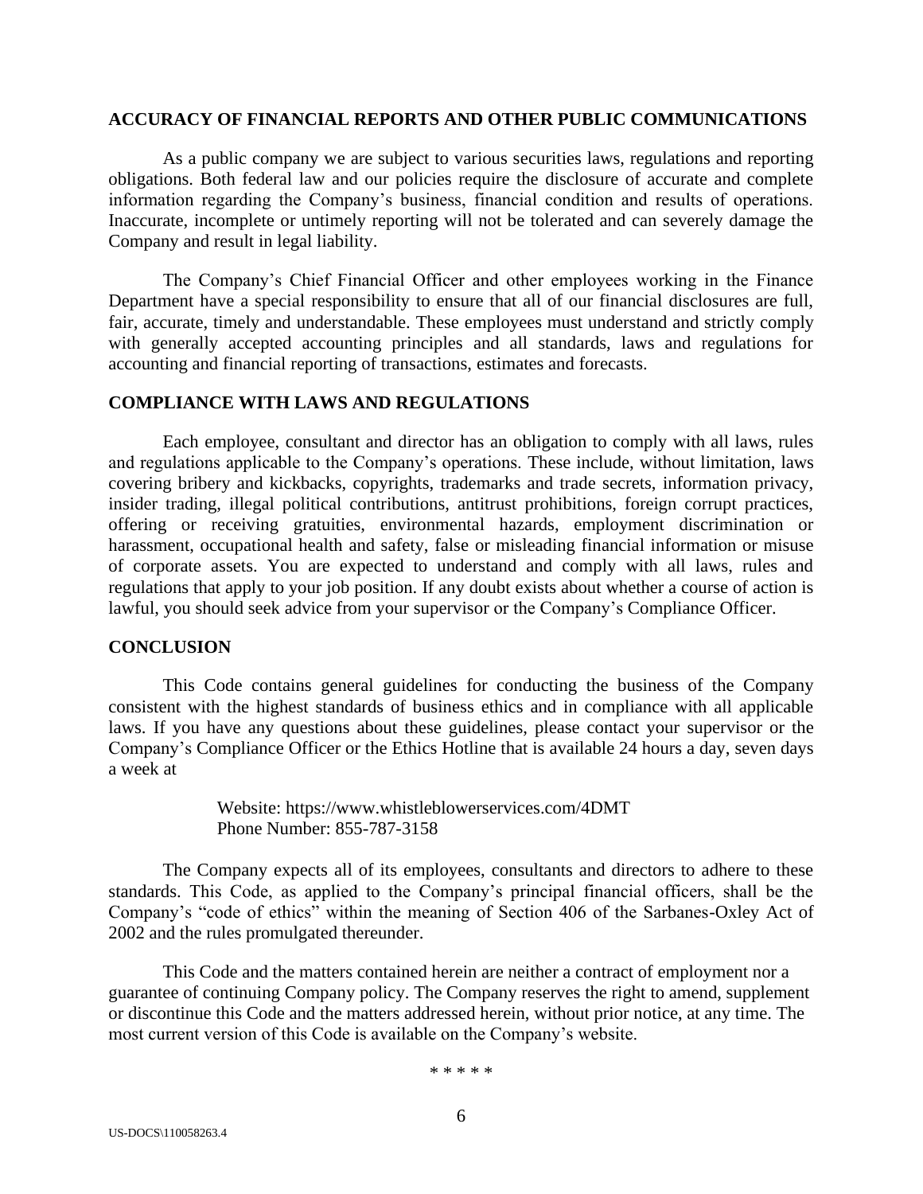## ACCURACY OF FINANCIAL REPORTS AND OTHER PUBLIC COMMUNICATIONS

As a public company we are subject to various securities laws, regulations and reporting obligations. Both federal law and our policies require the disclosure of accurate and complete information regarding the Company's business, financial condition and results of operations. Inaccurate, incomplete or untimely reporting will not be tolerated and can severely damage the Company and result in legal liability.

The Company's Chief Financial Officer and other employees working in the Finance Department have a special responsibility to ensure that all of our financial disclosures are full, fair, accurate, timely and understandable. These employees must understand and strictly comply with generally accepted accounting principles and all standards, laws and regulations for accounting and financial reporting of transactions, estimates and forecasts.

## COMPLIANCE WITH LAWS AND REGULATIONS

Each employee, consultant and director has an obligation to comply with all laws, rules and regulations applicable to the Company's operations. These include, without limitation, laws covering bribery and kickbacks, copyrights, trademarks and trade secrets, information privacy, insider trading, illegal political contributions, antitrust prohibitions, foreign corrupt practices, offering or receiving gratuities, environmental hazards, employment discrimination or harassment, occupational health and safety, false or misleading financial information or misuse of corporate assets. You are expected to understand and comply with all laws, rules and regulations that apply to your job position. If any doubt exists about whether a course of action is lawful, you should seek advice from your supervisor or the Company's Compliance Officer.

## CONCLUSION

This Code contains general guidelines for conducting the business of the Company consistent with the highest standards of business ethics and in compliance with all applicable laws. If you have any questions about these guidelines, please contact your supervisor or the Company's Compliance Officer or the Ethics Hotline that is available 24 hours a day, seven days a week at

Website: https://www.whistleblowerservices.com/4DMT
Phone Number: 855-787-3158

The Company expects all of its employees, consultants and directors to adhere to these standards. This Code, as applied to the Company's principal financial officers, shall be the Company's "code of ethics" within the meaning of Section 406 of the Sarbanes-Oxley Act of 2002 and the rules promulgated thereunder.

This Code and the matters contained herein are neither a contract of employment nor a guarantee of continuing Company policy. The Company reserves the right to amend, supplement or discontinue this Code and the matters addressed herein, without prior notice, at any time. The most current version of this Code is available on the Company's website.

* * * * *

US-DOCS\110058263.4